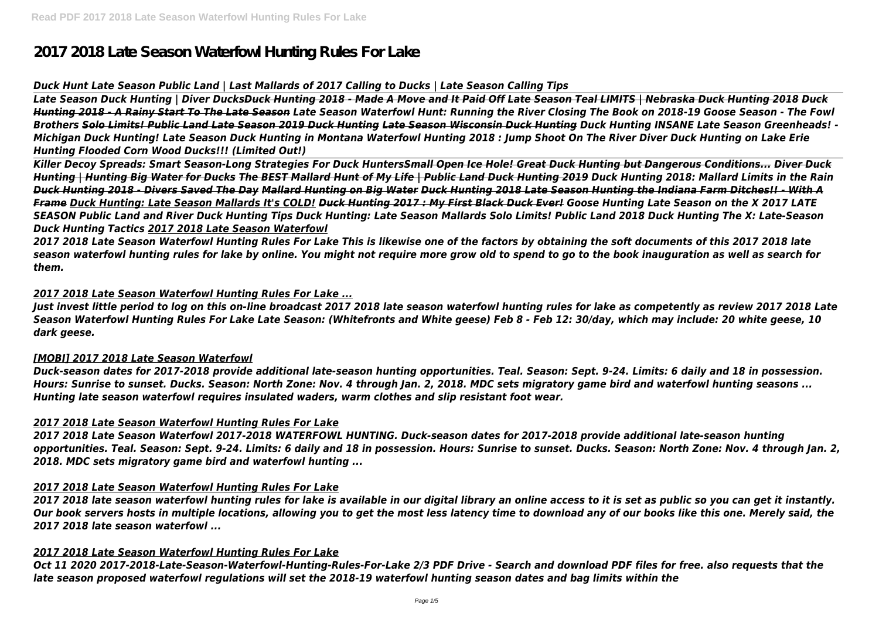# 2017 2018 Late Season Waterfowl Hunting Rules For Lake

*Duck Hunt Late Season Public Land | Last Mallards of 2017 Calling to Ducks | Late Season Calling Tips*

*Late Season Duck Hunting | Diver Ducks* ***Duck Hunting 2018 - Made A Move and It Paid Off*** ***Late Season Teal LIMITS | Nebraska Duck Hunting 2018*** ***Duck Hunting 2018 - A Rainy Start To The Late Season*** ***Late Season Waterfowl Hunt: Running the River Closing The Book on 2018-19 Goose Season - The Fowl Brothers*** ***Solo Limits! Public Land Late Season 2019 Duck Hunting*** ***Late Season Wisconsin Duck Hunting*** ***Duck Hunting INSANE Late Season Greenheads! - Michigan Duck Hunting! Late Season Duck Hunting in Montana Waterfowl Hunting 2018 : Jump Shoot On The River Diver Duck Hunting on Lake Erie Hunting Flooded Corn Wood Ducks!!! (Limited Out!)***

***Killer Decoy Spreads: Smart Season-Long Strategies For Duck Hunters*** ***Small Open Ice Hole! Great Duck Hunting but Dangerous Conditions...*** ***Diver Duck Hunting | Hunting Big Water for Ducks*** ***The BEST Mallard Hunt of My Life | Public Land Duck Hunting 2019*** ***Duck Hunting 2018: Mallard Limits in the Rain*** ***Duck Hunting 2018 - Divers Saved The Day*** ***Mallard Hunting on Big Water*** ***Duck Hunting 2018 Late Season Hunting the Indiana Farm Ditches!! - With A Frame*** ***Duck Hunting: Late Season Mallards It's COLD!*** ***Duck Hunting 2017 : My First Black Duck Ever!*** ***Goose Hunting Late Season on the X 2017 LATE SEASON Public Land and River Duck Hunting Tips Duck Hunting: Late Season Mallards Solo Limits! Public Land 2018 Duck Hunting The X: Late-Season Duck Hunting Tactics*** ***2017 2018 Late Season Waterfowl***

***2017 2018 Late Season Waterfowl Hunting Rules For Lake This is likewise one of the factors by obtaining the soft documents of this 2017 2018 late season waterfowl hunting rules for lake by online. You might not require more grow old to spend to go to the book inauguration as well as search for them.***

## *2017 2018 Late Season Waterfowl Hunting Rules For Lake ...*

***Just invest little period to log on this on-line broadcast 2017 2018 late season waterfowl hunting rules for lake as competently as review 2017 2018 Late Season Waterfowl Hunting Rules For Lake Late Season: (Whitefronts and White geese) Feb 8 - Feb 12: 30/day, which may include: 20 white geese, 10 dark geese.***

## *[MOBI] 2017 2018 Late Season Waterfowl*

***Duck-season dates for 2017-2018 provide additional late-season hunting opportunities. Teal. Season: Sept. 9-24. Limits: 6 daily and 18 in possession. Hours: Sunrise to sunset. Ducks. Season: North Zone: Nov. 4 through Jan. 2, 2018. MDC sets migratory game bird and waterfowl hunting seasons ... Hunting late season waterfowl requires insulated waders, warm clothes and slip resistant foot wear.***

## *2017 2018 Late Season Waterfowl Hunting Rules For Lake*

***2017 2018 Late Season Waterfowl 2017-2018 WATERFOWL HUNTING. Duck-season dates for 2017-2018 provide additional late-season hunting opportunities. Teal. Season: Sept. 9-24. Limits: 6 daily and 18 in possession. Hours: Sunrise to sunset. Ducks. Season: North Zone: Nov. 4 through Jan. 2, 2018. MDC sets migratory game bird and waterfowl hunting ...***

## *2017 2018 Late Season Waterfowl Hunting Rules For Lake*

***2017 2018 late season waterfowl hunting rules for lake is available in our digital library an online access to it is set as public so you can get it instantly. Our book servers hosts in multiple locations, allowing you to get the most less latency time to download any of our books like this one. Merely said, the 2017 2018 late season waterfowl ...***

## *2017 2018 Late Season Waterfowl Hunting Rules For Lake*

***Oct 11 2020 2017-2018-Late-Season-Waterfowl-Hunting-Rules-For-Lake 2/3 PDF Drive - Search and download PDF files for free. also requests that the late season proposed waterfowl regulations will set the 2018-19 waterfowl hunting season dates and bag limits within the***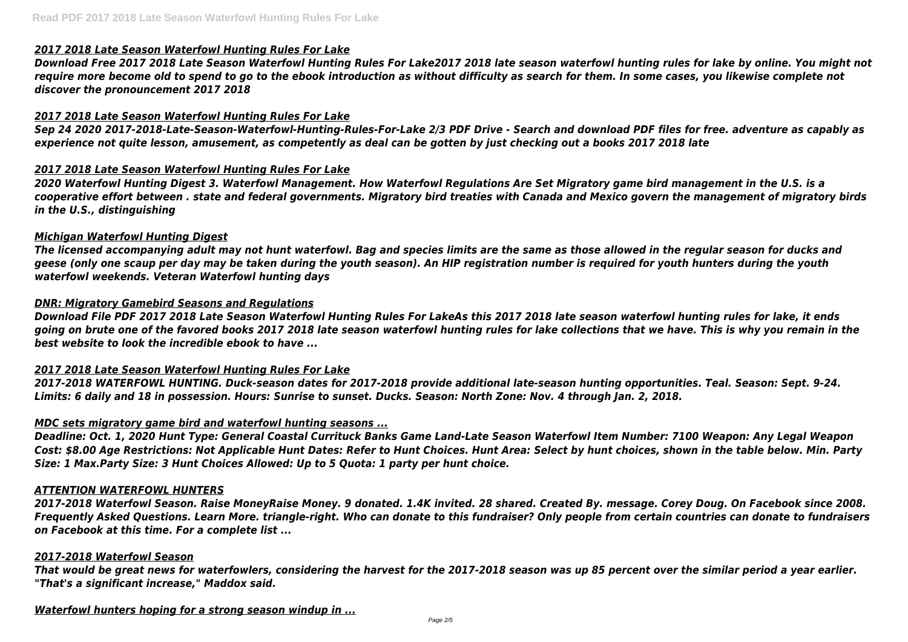## *2017 2018 Late Season Waterfowl Hunting Rules For Lake*

***Download Free 2017 2018 Late Season Waterfowl Hunting Rules For Lake2017 2018 late season waterfowl hunting rules for lake by online. You might not require more become old to spend to go to the ebook introduction as without difficulty as search for them. In some cases, you likewise complete not discover the pronouncement 2017 2018***

## *2017 2018 Late Season Waterfowl Hunting Rules For Lake*

***Sep 24 2020 2017-2018-Late-Season-Waterfowl-Hunting-Rules-For-Lake 2/3 PDF Drive - Search and download PDF files for free. adventure as capably as experience not quite lesson, amusement, as competently as deal can be gotten by just checking out a books 2017 2018 late***

## *2017 2018 Late Season Waterfowl Hunting Rules For Lake*

***2020 Waterfowl Hunting Digest 3. Waterfowl Management. How Waterfowl Regulations Are Set Migratory game bird management in the U.S. is a cooperative effort between . state and federal governments. Migratory bird treaties with Canada and Mexico govern the management of migratory birds in the U.S., distinguishing***

## *Michigan Waterfowl Hunting Digest*

***The licensed accompanying adult may not hunt waterfowl. Bag and species limits are the same as those allowed in the regular season for ducks and geese (only one scaup per day may be taken during the youth season). An HIP registration number is required for youth hunters during the youth waterfowl weekends. Veteran Waterfowl hunting days***

## *DNR: Migratory Gamebird Seasons and Regulations*

***Download File PDF 2017 2018 Late Season Waterfowl Hunting Rules For LakeAs this 2017 2018 late season waterfowl hunting rules for lake, it ends going on brute one of the favored books 2017 2018 late season waterfowl hunting rules for lake collections that we have. This is why you remain in the best website to look the incredible ebook to have ...***

## *2017 2018 Late Season Waterfowl Hunting Rules For Lake*

***2017-2018 WATERFOWL HUNTING. Duck-season dates for 2017-2018 provide additional late-season hunting opportunities. Teal. Season: Sept. 9-24. Limits: 6 daily and 18 in possession. Hours: Sunrise to sunset. Ducks. Season: North Zone: Nov. 4 through Jan. 2, 2018.***

## *MDC sets migratory game bird and waterfowl hunting seasons ...*

***Deadline: Oct. 1, 2020 Hunt Type: General Coastal Currituck Banks Game Land-Late Season Waterfowl Item Number: 7100 Weapon: Any Legal Weapon Cost: $8.00 Age Restrictions: Not Applicable Hunt Dates: Refer to Hunt Choices. Hunt Area: Select by hunt choices, shown in the table below. Min. Party Size: 1 Max.Party Size: 3 Hunt Choices Allowed: Up to 5 Quota: 1 party per hunt choice.***

## *ATTENTION WATERFOWL HUNTERS*

***2017-2018 Waterfowl Season. Raise MoneyRaise Money. 9 donated. 1.4K invited. 28 shared. Created By. message. Corey Doug. On Facebook since 2008. Frequently Asked Questions. Learn More. triangle-right. Who can donate to this fundraiser? Only people from certain countries can donate to fundraisers on Facebook at this time. For a complete list ...***

## *2017-2018 Waterfowl Season*

***That would be great news for waterfowlers, considering the harvest for the 2017-2018 season was up 85 percent over the similar period a year earlier. "That's a significant increase," Maddox said.***

## *Waterfowl hunters hoping for a strong season windup in ...*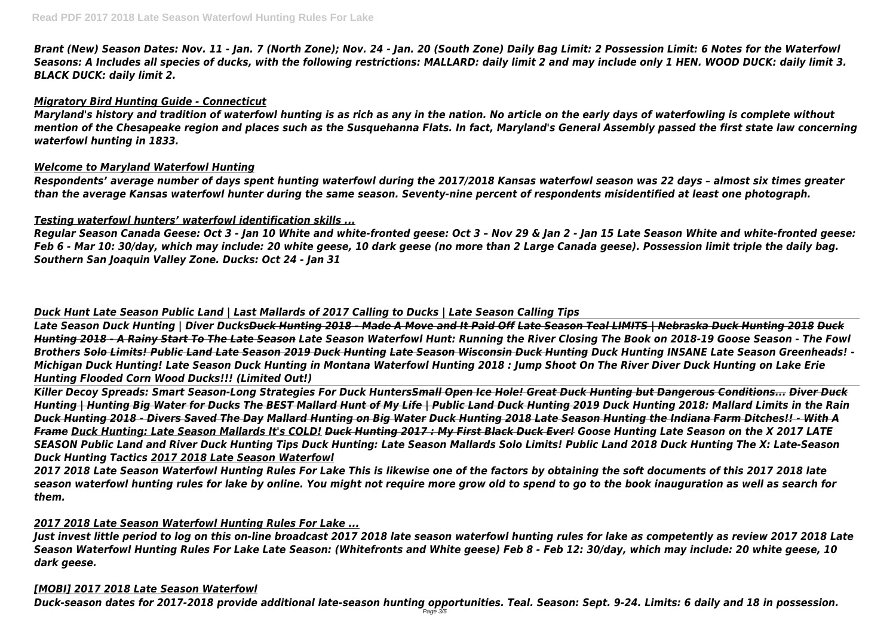*Brant (New) Season Dates: Nov. 11 - Jan. 7 (North Zone); Nov. 24 - Jan. 20 (South Zone) Daily Bag Limit: 2 Possession Limit: 6 Notes for the Waterfowl Seasons: A Includes all species of ducks, with the following restrictions: MALLARD: daily limit 2 and may include only 1 HEN. WOOD DUCK: daily limit 3. BLACK DUCK: daily limit 2.*

## *Migratory Bird Hunting Guide - Connecticut*

*Maryland's history and tradition of waterfowl hunting is as rich as any in the nation. No article on the early days of waterfowling is complete without mention of the Chesapeake region and places such as the Susquehanna Flats. In fact, Maryland's General Assembly passed the first state law concerning waterfowl hunting in 1833.*

## *Welcome to Maryland Waterfowl Hunting*

*Respondents' average number of days spent hunting waterfowl during the 2017/2018 Kansas waterfowl season was 22 days – almost six times greater than the average Kansas waterfowl hunter during the same season. Seventy-nine percent of respondents misidentified at least one photograph.*

## *Testing waterfowl hunters' waterfowl identification skills ...*

*Regular Season Canada Geese: Oct 3 - Jan 10 White and white-fronted geese: Oct 3 – Nov 29 & Jan 2 - Jan 15 Late Season White and white-fronted geese: Feb 6 - Mar 10: 30/day, which may include: 20 white geese, 10 dark geese (no more than 2 Large Canada geese). Possession limit triple the daily bag. Southern San Joaquin Valley Zone. Ducks: Oct 24 - Jan 31*

## *Duck Hunt Late Season Public Land | Last Mallards of 2017 Calling to Ducks | Late Season Calling Tips*

*Late Season Duck Hunting | Diver Ducks~~Duck Hunting 2018 - Made A Move and It Paid Off~~ ~~Late Season Teal LIMITS | Nebraska Duck Hunting 2018~~ ~~Duck Hunting 2018 - A Rainy Start To The Late Season~~ Late Season Waterfowl Hunt: Running the River Closing The Book on 2018-19 Goose Season - The Fowl Brothers ~~Solo Limits! Public Land Late Season 2019 Duck Hunting~~ ~~Late Season Wisconsin Duck Hunting~~ Duck Hunting INSANE Late Season Greenheads! - Michigan Duck Hunting! Late Season Duck Hunting in Montana Waterfowl Hunting 2018 : Jump Shoot On The River Diver Duck Hunting on Lake Erie Hunting Flooded Corn Wood Ducks!!! (Limited Out!)*

*Killer Decoy Spreads: Smart Season-Long Strategies For Duck Hunters~~Small Open Ice Hole! Great Duck Hunting but Dangerous Conditions...~~ ~~Diver Duck Hunting | Hunting Big Water for Ducks~~ ~~The BEST Mallard Hunt of My Life | Public Land Duck Hunting 2019~~ Duck Hunting 2018: Mallard Limits in the Rain ~~Duck Hunting 2018 - Divers Saved The Day~~ ~~Mallard Hunting on Big Water~~ ~~Duck Hunting 2018 Late Season Hunting the Indiana Farm Ditches!! - With A Frame~~ Duck Hunting: Late Season Mallards It's COLD! ~~Duck Hunting 2017 : My First Black Duck Ever!~~ Goose Hunting Late Season on the X 2017 LATE SEASON Public Land and River Duck Hunting Tips Duck Hunting: Late Season Mallards Solo Limits! Public Land 2018 Duck Hunting The X: Late-Season Duck Hunting Tactics 2017 2018 Late Season Waterfowl*

*2017 2018 Late Season Waterfowl Hunting Rules For Lake This is likewise one of the factors by obtaining the soft documents of this 2017 2018 late season waterfowl hunting rules for lake by online. You might not require more grow old to spend to go to the book inauguration as well as search for them.*

## *2017 2018 Late Season Waterfowl Hunting Rules For Lake ...*

*Just invest little period to log on this on-line broadcast 2017 2018 late season waterfowl hunting rules for lake as competently as review 2017 2018 Late Season Waterfowl Hunting Rules For Lake Late Season: (Whitefronts and White geese) Feb 8 - Feb 12: 30/day, which may include: 20 white geese, 10 dark geese.*

## *[MOBI] 2017 2018 Late Season Waterfowl*

*Duck-season dates for 2017-2018 provide additional late-season hunting opportunities. Teal. Season: Sept. 9-24. Limits: 6 daily and 18 in possession.*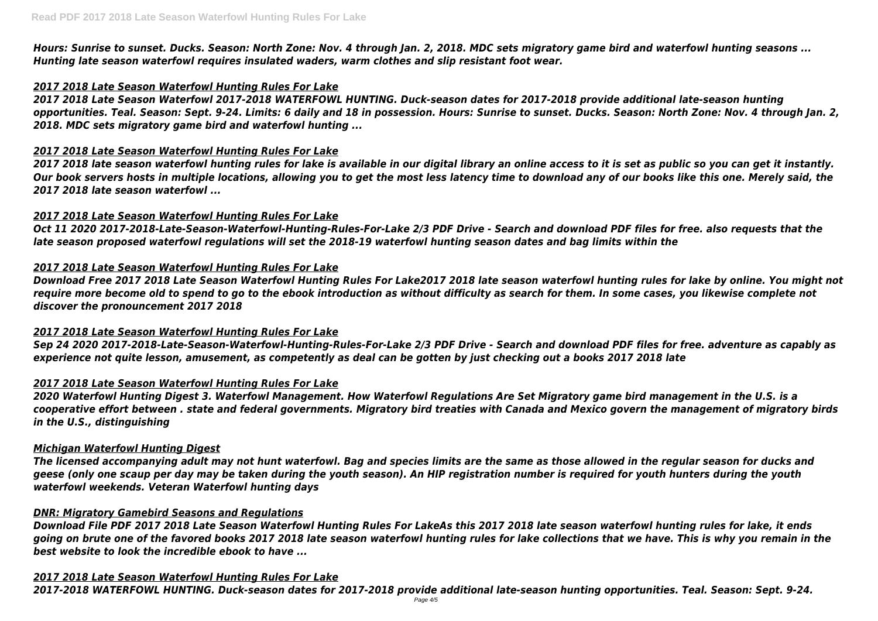*Hours: Sunrise to sunset. Ducks. Season: North Zone: Nov. 4 through Jan. 2, 2018. MDC sets migratory game bird and waterfowl hunting seasons ... Hunting late season waterfowl requires insulated waders, warm clothes and slip resistant foot wear.*

### *2017 2018 Late Season Waterfowl Hunting Rules For Lake*

*2017 2018 Late Season Waterfowl 2017-2018 WATERFOWL HUNTING. Duck-season dates for 2017-2018 provide additional late-season hunting opportunities. Teal. Season: Sept. 9-24. Limits: 6 daily and 18 in possession. Hours: Sunrise to sunset. Ducks. Season: North Zone: Nov. 4 through Jan. 2, 2018. MDC sets migratory game bird and waterfowl hunting ...*

### *2017 2018 Late Season Waterfowl Hunting Rules For Lake*

*2017 2018 late season waterfowl hunting rules for lake is available in our digital library an online access to it is set as public so you can get it instantly. Our book servers hosts in multiple locations, allowing you to get the most less latency time to download any of our books like this one. Merely said, the 2017 2018 late season waterfowl ...*

### *2017 2018 Late Season Waterfowl Hunting Rules For Lake*

*Oct 11 2020 2017-2018-Late-Season-Waterfowl-Hunting-Rules-For-Lake 2/3 PDF Drive - Search and download PDF files for free. also requests that the late season proposed waterfowl regulations will set the 2018-19 waterfowl hunting season dates and bag limits within the*

### *2017 2018 Late Season Waterfowl Hunting Rules For Lake*

*Download Free 2017 2018 Late Season Waterfowl Hunting Rules For Lake2017 2018 late season waterfowl hunting rules for lake by online. You might not require more become old to spend to go to the ebook introduction as without difficulty as search for them. In some cases, you likewise complete not discover the pronouncement 2017 2018*

### *2017 2018 Late Season Waterfowl Hunting Rules For Lake*

*Sep 24 2020 2017-2018-Late-Season-Waterfowl-Hunting-Rules-For-Lake 2/3 PDF Drive - Search and download PDF files for free. adventure as capably as experience not quite lesson, amusement, as competently as deal can be gotten by just checking out a books 2017 2018 late*

### *2017 2018 Late Season Waterfowl Hunting Rules For Lake*

*2020 Waterfowl Hunting Digest 3. Waterfowl Management. How Waterfowl Regulations Are Set Migratory game bird management in the U.S. is a cooperative effort between . state and federal governments. Migratory bird treaties with Canada and Mexico govern the management of migratory birds in the U.S., distinguishing*

### *Michigan Waterfowl Hunting Digest*

*The licensed accompanying adult may not hunt waterfowl. Bag and species limits are the same as those allowed in the regular season for ducks and geese (only one scaup per day may be taken during the youth season). An HIP registration number is required for youth hunters during the youth waterfowl weekends. Veteran Waterfowl hunting days*

### *DNR: Migratory Gamebird Seasons and Regulations*

*Download File PDF 2017 2018 Late Season Waterfowl Hunting Rules For LakeAs this 2017 2018 late season waterfowl hunting rules for lake, it ends going on brute one of the favored books 2017 2018 late season waterfowl hunting rules for lake collections that we have. This is why you remain in the best website to look the incredible ebook to have ...*

### *2017 2018 Late Season Waterfowl Hunting Rules For Lake*

*2017-2018 WATERFOWL HUNTING. Duck-season dates for 2017-2018 provide additional late-season hunting opportunities. Teal. Season: Sept. 9-24.*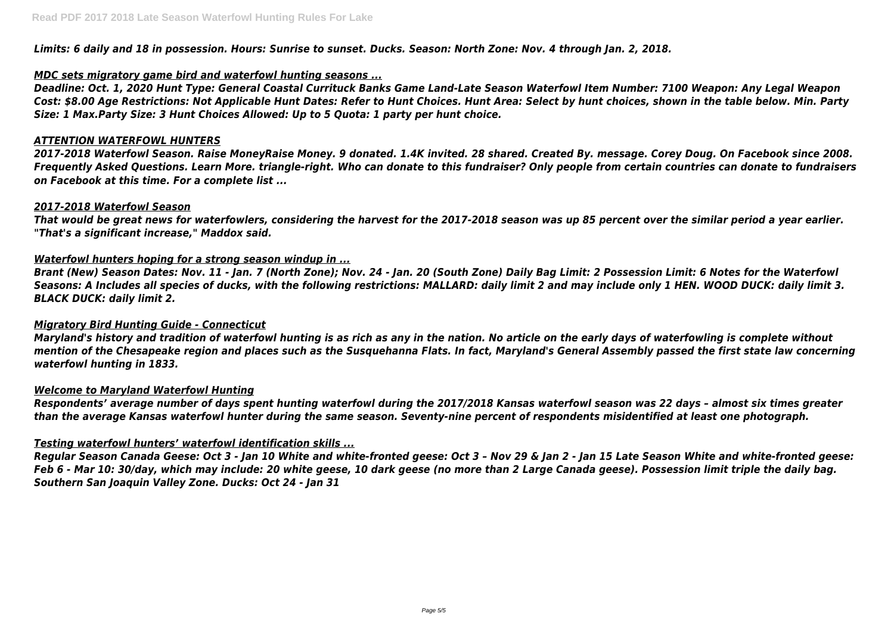*Limits: 6 daily and 18 in possession. Hours: Sunrise to sunset. Ducks. Season: North Zone: Nov. 4 through Jan. 2, 2018.*

## *MDC sets migratory game bird and waterfowl hunting seasons ...*

*Deadline: Oct. 1, 2020 Hunt Type: General Coastal Currituck Banks Game Land-Late Season Waterfowl Item Number: 7100 Weapon: Any Legal Weapon Cost: $8.00 Age Restrictions: Not Applicable Hunt Dates: Refer to Hunt Choices. Hunt Area: Select by hunt choices, shown in the table below. Min. Party Size: 1 Max.Party Size: 3 Hunt Choices Allowed: Up to 5 Quota: 1 party per hunt choice.*

## *ATTENTION WATERFOWL HUNTERS*

*2017-2018 Waterfowl Season. Raise MoneyRaise Money. 9 donated. 1.4K invited. 28 shared. Created By. message. Corey Doug. On Facebook since 2008. Frequently Asked Questions. Learn More. triangle-right. Who can donate to this fundraiser? Only people from certain countries can donate to fundraisers on Facebook at this time. For a complete list ...*

## *2017-2018 Waterfowl Season*

*That would be great news for waterfowlers, considering the harvest for the 2017-2018 season was up 85 percent over the similar period a year earlier. "That's a significant increase," Maddox said.*

## *Waterfowl hunters hoping for a strong season windup in ...*

*Brant (New) Season Dates: Nov. 11 - Jan. 7 (North Zone); Nov. 24 - Jan. 20 (South Zone) Daily Bag Limit: 2 Possession Limit: 6 Notes for the Waterfowl Seasons: A Includes all species of ducks, with the following restrictions: MALLARD: daily limit 2 and may include only 1 HEN. WOOD DUCK: daily limit 3. BLACK DUCK: daily limit 2.*

## *Migratory Bird Hunting Guide - Connecticut*

*Maryland's history and tradition of waterfowl hunting is as rich as any in the nation. No article on the early days of waterfowling is complete without mention of the Chesapeake region and places such as the Susquehanna Flats. In fact, Maryland's General Assembly passed the first state law concerning waterfowl hunting in 1833.*

## *Welcome to Maryland Waterfowl Hunting*

*Respondents' average number of days spent hunting waterfowl during the 2017/2018 Kansas waterfowl season was 22 days – almost six times greater than the average Kansas waterfowl hunter during the same season. Seventy-nine percent of respondents misidentified at least one photograph.*

## *Testing waterfowl hunters' waterfowl identification skills ...*

*Regular Season Canada Geese: Oct 3 - Jan 10 White and white-fronted geese: Oct 3 – Nov 29 & Jan 2 - Jan 15 Late Season White and white-fronted geese: Feb 6 - Mar 10: 30/day, which may include: 20 white geese, 10 dark geese (no more than 2 Large Canada geese). Possession limit triple the daily bag. Southern San Joaquin Valley Zone. Ducks: Oct 24 - Jan 31*